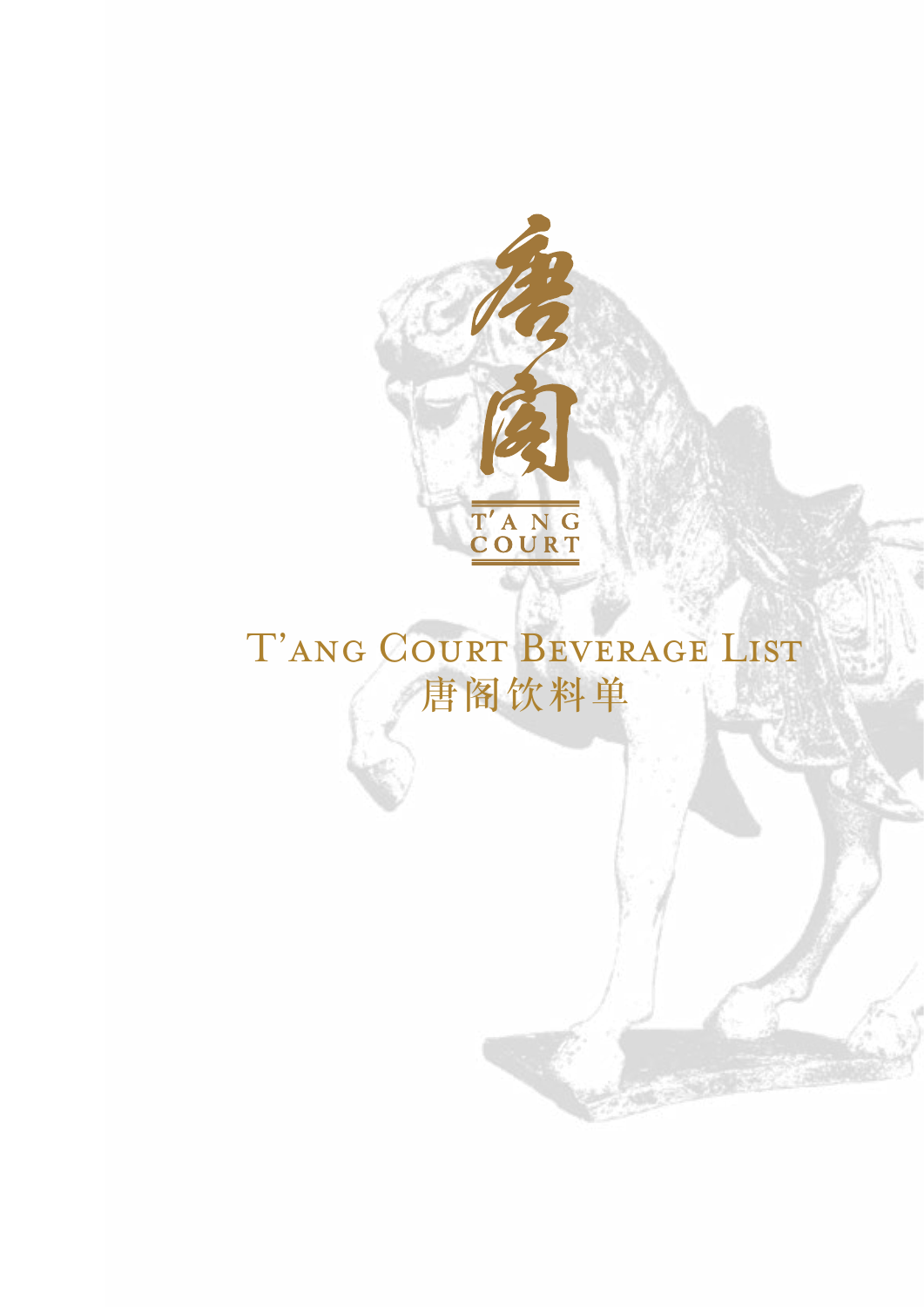唐阁

T'ANG COURT

# T'ANG COURT BEVERAGE LIST

# 唐阁饮料单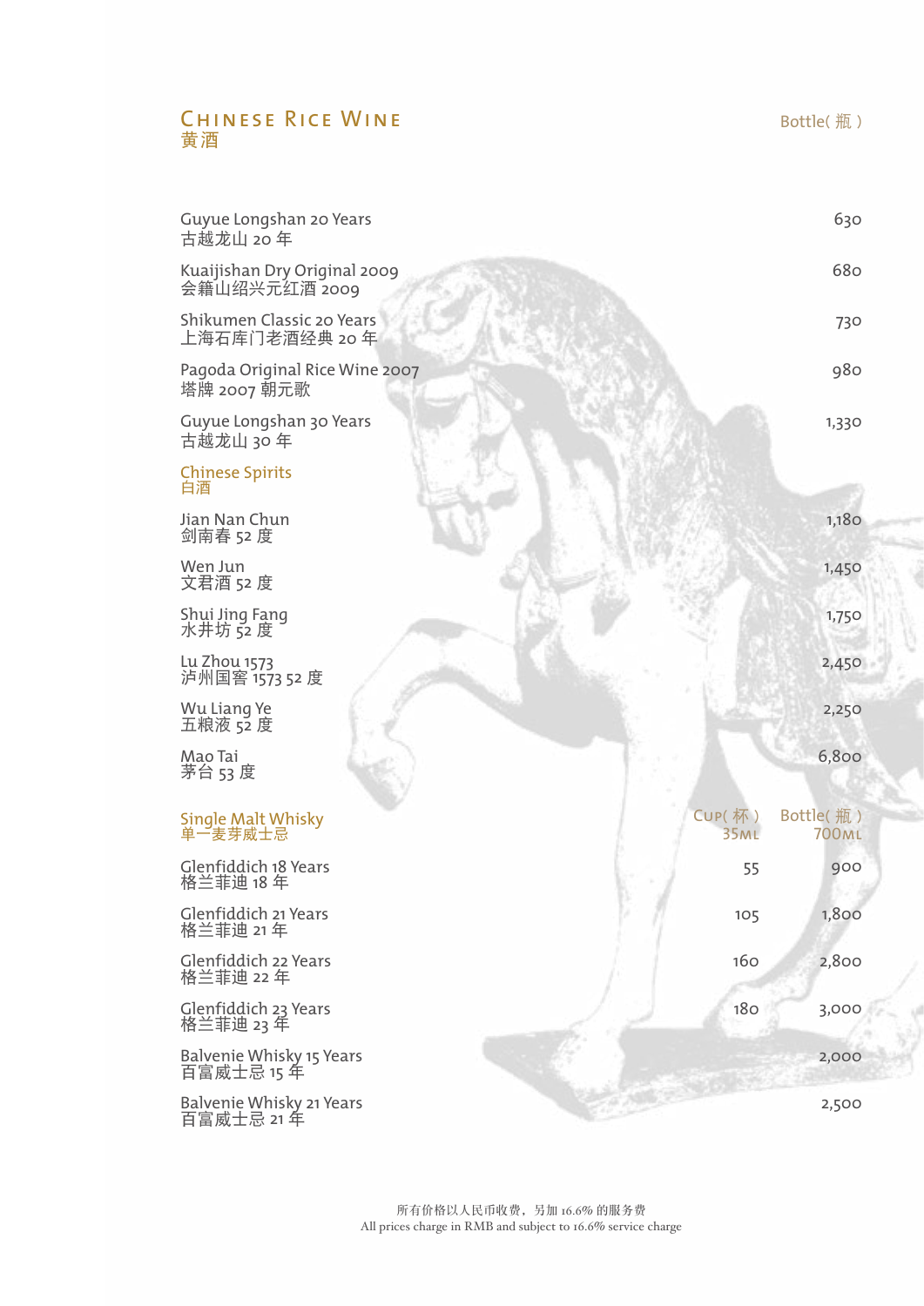## Chinese Rice Wine
## 黄酒

| | Bottle( 瓶 ) |
|---|---|
| Guyue Longshan 20 Years<br>古越龙山 20 年 | 630 |
| Kuaijishan Dry Original 2009<br>会籍山绍兴元红酒 2009 | 680 |
| Shikumen Classic 20 Years<br>上海石库门老酒经典 20 年 | 730 |
| Pagoda Original Rice Wine 2007<br>塔牌 2007 朝元歌 | 980 |
| Guyue Longshan 30 Years<br>古越龙山 30 年 | 1,330 |

### Chinese Spirits
### 白酒

| | Bottle( 瓶 ) |
|---|---|
| Jian Nan Chun<br>剑南春 52 度 | 1,180 |
| Wen Jun<br>文君酒 52 度 | 1,450 |
| Shui Jing Fang<br>水井坊 52 度 | 1,750 |
| Lu Zhou 1573<br>泸州国窖 1573 52 度 | 2,450 |
| Wu Liang Ye<br>五粮液 52 度 | 2,250 |
| Mao Tai<br>茅台 53 度 | 6,800 |

### Single Malt Whisky
### 单一麦芽威士忌

| | Cup( 杯 ) 35ml | Bottle( 瓶 ) 700ml |
|---|---|---|
| Glenfiddich 18 Years<br>格兰菲迪 18 年 | 55 | 900 |
| Glenfiddich 21 Years<br>格兰菲迪 21 年 | 105 | 1,800 |
| Glenfiddich 22 Years<br>格兰菲迪 22 年 | 160 | 2,800 |
| Glenfiddich 23 Years<br>格兰菲迪 23 年 | 180 | 3,000 |
| Balvenie Whisky 15 Years<br>百富威士忌 15 年 | | 2,000 |
| Balvenie Whisky 21 Years<br>百富威士忌 21 年 | | 2,500 |

所有价格以人民币收费，另加 16.6% 的服务费
All prices charge in RMB and subject to 16.6% service charge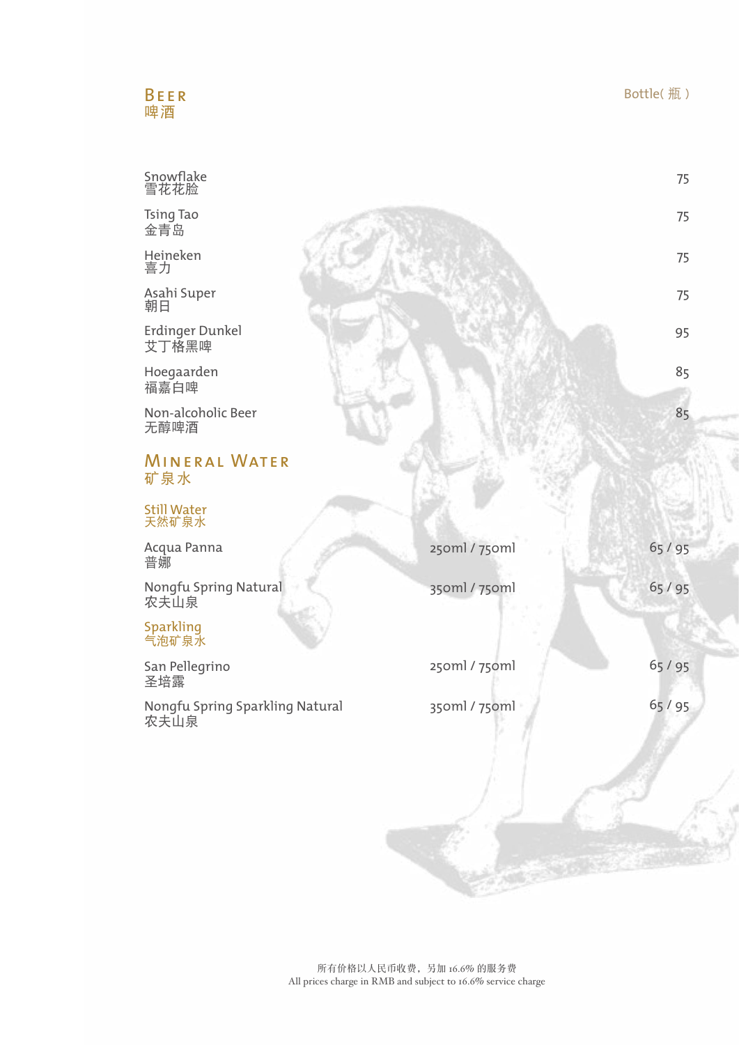## Beer
## 啤酒

| | Bottle( 瓶 ) |
|---|---|
| Snowflake<br>雪花花脸 | 75 |
| Tsing Tao<br>金青岛 | 75 |
| Heineken<br>喜力 | 75 |
| Asahi Super<br>朝日 | 75 |
| Erdinger Dunkel<br>艾丁格黑啤 | 95 |
| Hoegaarden<br>福嘉白啤 | 85 |
| Non-alcoholic Beer<br>无醇啤酒 | 85 |

## Mineral Water
## 矿泉水

### Still Water
### 天然矿泉水

| | | |
|---|---|---|
| Acqua Panna<br>普娜 | 250ml / 750ml | 65 / 95 |
| Nongfu Spring Natural<br>农夫山泉 | 350ml / 750ml | 65 / 95 |

### Sparkling
### 气泡矿泉水

| | | |
|---|---|---|
| San Pellegrino<br>圣培露 | 250ml / 750ml | 65 / 95 |
| Nongfu Spring Sparkling Natural<br>农夫山泉 | 350ml / 750ml | 65 / 95 |

所有价格以人民币收费，另加 16.6% 的服务费
All prices charge in RMB and subject to 16.6% service charge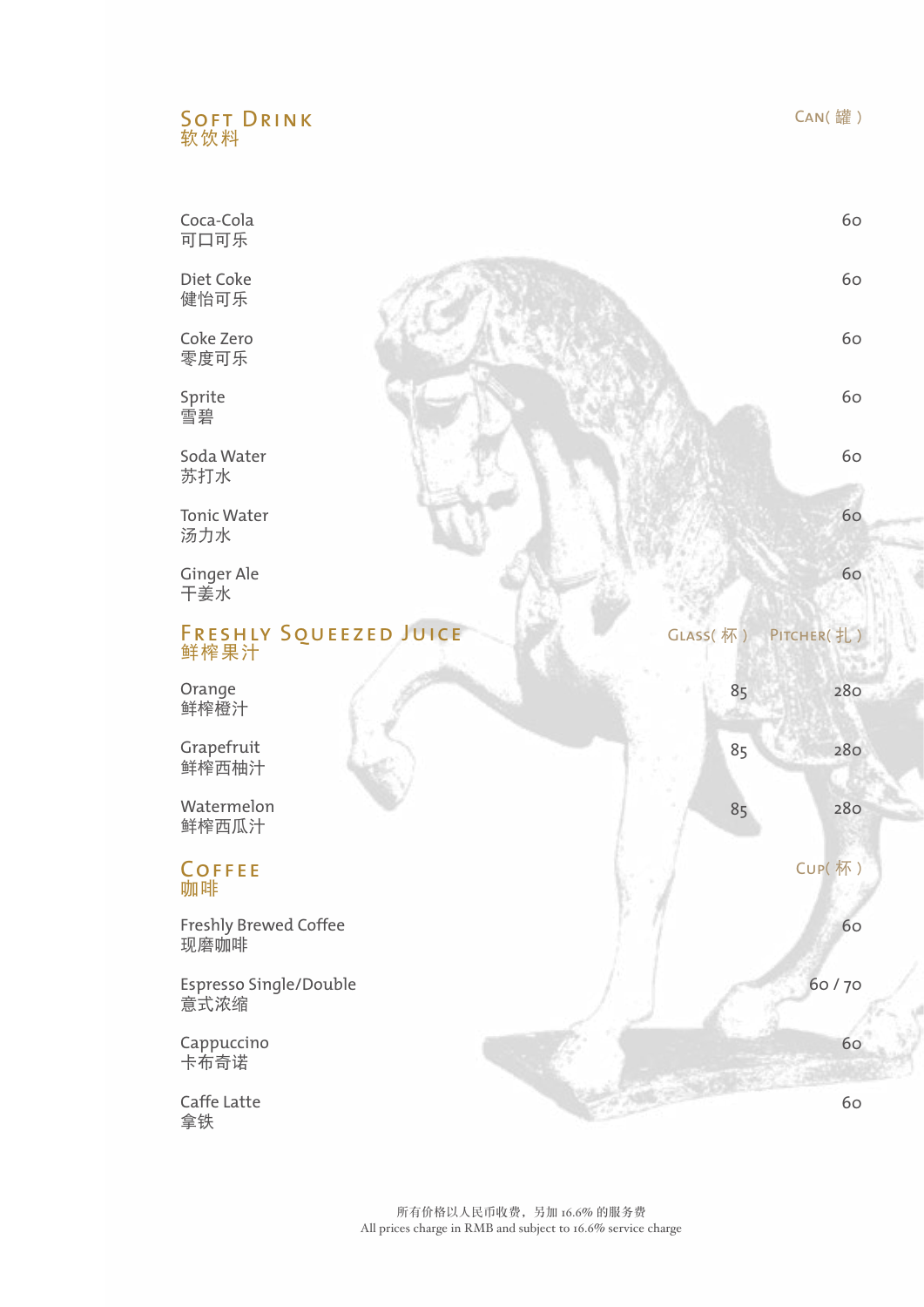## Soft Drink
## 软饮料

| | Can( 罐 ) |
|---|---|
| Coca-Cola<br>可口可乐 | 60 |
| Diet Coke<br>健怡可乐 | 60 |
| Coke Zero<br>零度可乐 | 60 |
| Sprite<br>雪碧 | 60 |
| Soda Water<br>苏打水 | 60 |
| Tonic Water<br>汤力水 | 60 |
| Ginger Ale<br>干姜水 | 60 |

## Freshly Squeezed Juice
## 鲜榨果汁

| | Glass( 杯 ) | Pitcher( 扎 ) |
|---|---|---|
| Orange<br>鲜榨橙汁 | 85 | 280 |
| Grapefruit<br>鲜榨西柚汁 | 85 | 280 |
| Watermelon<br>鲜榨西瓜汁 | 85 | 280 |

## Coffee
## 咖啡

| | Cup( 杯 ) |
|---|---|
| Freshly Brewed Coffee<br>现磨咖啡 | 60 |
| Espresso Single/Double<br>意式浓缩 | 60 / 70 |
| Cappuccino<br>卡布奇诺 | 60 |
| Caffe Latte<br>拿铁 | 60 |

所有价格以人民币收费，另加 16.6% 的服务费
All prices charge in RMB and subject to 16.6% service charge